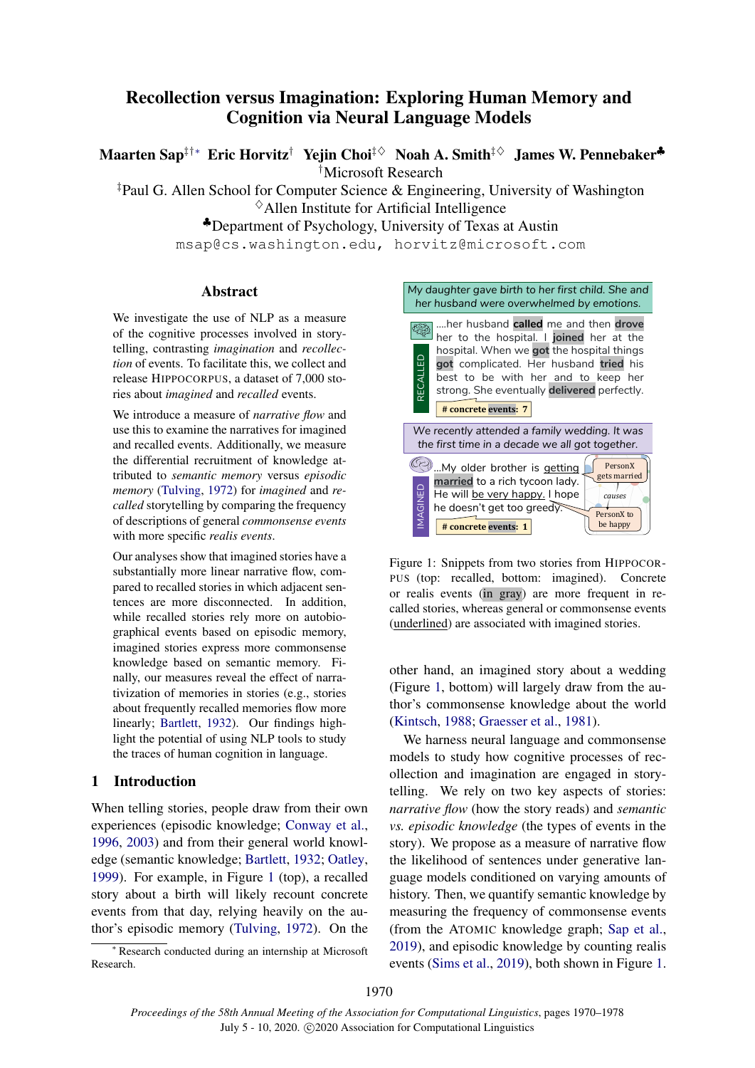# Recollection versus Imagination: Exploring Human Memory and Cognition via Neural Language Models

**Maarten Sap**[‡†*] **Eric Horvitz**[†] **Yejin Choi**[‡◊] **Noah A. Smith**[‡◊] **James W. Pennebaker**[♣]

[†]Microsoft Research

[‡]Paul G. Allen School for Computer Science & Engineering, University of Washington

[◊]Allen Institute for Artificial Intelligence

[♣]Department of Psychology, University of Texas at Austin

msap@cs.washington.edu, horvitz@microsoft.com

## Abstract

We investigate the use of NLP as a measure of the cognitive processes involved in storytelling, contrasting *imagination* and *recollection* of events. To facilitate this, we collect and release HIPPOCORPUS, a dataset of 7,000 stories about *imagined* and *recalled* events.

We introduce a measure of *narrative flow* and use this to examine the narratives for imagined and recalled events. Additionally, we measure the differential recruitment of knowledge attributed to *semantic memory* versus *episodic memory* (Tulving, 1972) for *imagined* and *recalled* storytelling by comparing the frequency of descriptions of general *commonsense events* with more specific *realis events*.

Our analyses show that imagined stories have a substantially more linear narrative flow, compared to recalled stories in which adjacent sentences are more disconnected. In addition, while recalled stories rely more on autobiographical events based on episodic memory, imagined stories express more commonsense knowledge based on semantic memory. Finally, our measures reveal the effect of narrativization of memories in stories (e.g., stories about frequently recalled memories flow more linearly; Bartlett, 1932). Our findings highlight the potential of using NLP tools to study the traces of human cognition in language.

## 1 Introduction

When telling stories, people draw from their own experiences (episodic knowledge; Conway et al., 1996, 2003) and from their general world knowledge (semantic knowledge; Bartlett, 1932; Oatley, 1999). For example, in Figure 1 (top), a recalled story about a birth will likely recount concrete events from that day, relying heavily on the author's episodic memory (Tulving, 1972). On the other hand, an imagined story about a wedding (Figure 1, bottom) will largely draw from the author's commonsense knowledge about the world (Kintsch, 1988; Graesser et al., 1981).

My daughter gave birth to her first child. She and her husband were overwhelmed by emotions.

RECALLED: ....her husband **called** me and then **drove** her to the hospital. I **joined** her at the hospital. When we **got** the hospital things **got** complicated. Her husband **tried** his best to be with her and to keep her strong. She eventually **delivered** perfectly.

**# concrete events: 7**

We recently attended a family wedding. It was the first time in a decade we all got together.

IMAGINED: ...My older brother is getting married to a rich tycoon lady. He will be very happy. I hope he doesn't get too greedy.

PersonX gets married — causes — PersonX to be happy

**# concrete events: 1**

Figure 1: Snippets from two stories from HIPPOCORPUS (top: recalled, bottom: imagined). Concrete or realis events (in gray) are more frequent in recalled stories, whereas general or commonsense events (underlined) are associated with imagined stories.

We harness neural language and commonsense models to study how cognitive processes of recollection and imagination are engaged in storytelling. We rely on two key aspects of stories: *narrative flow* (how the story reads) and *semantic vs. episodic knowledge* (the types of events in the story). We propose as a measure of narrative flow the likelihood of sentences under generative language models conditioned on varying amounts of history. Then, we quantify semantic knowledge by measuring the frequency of commonsense events (from the ATOMIC knowledge graph; Sap et al., 2019), and episodic knowledge by counting realis events (Sims et al., 2019), both shown in Figure 1.

[*] Research conducted during an internship at Microsoft Research.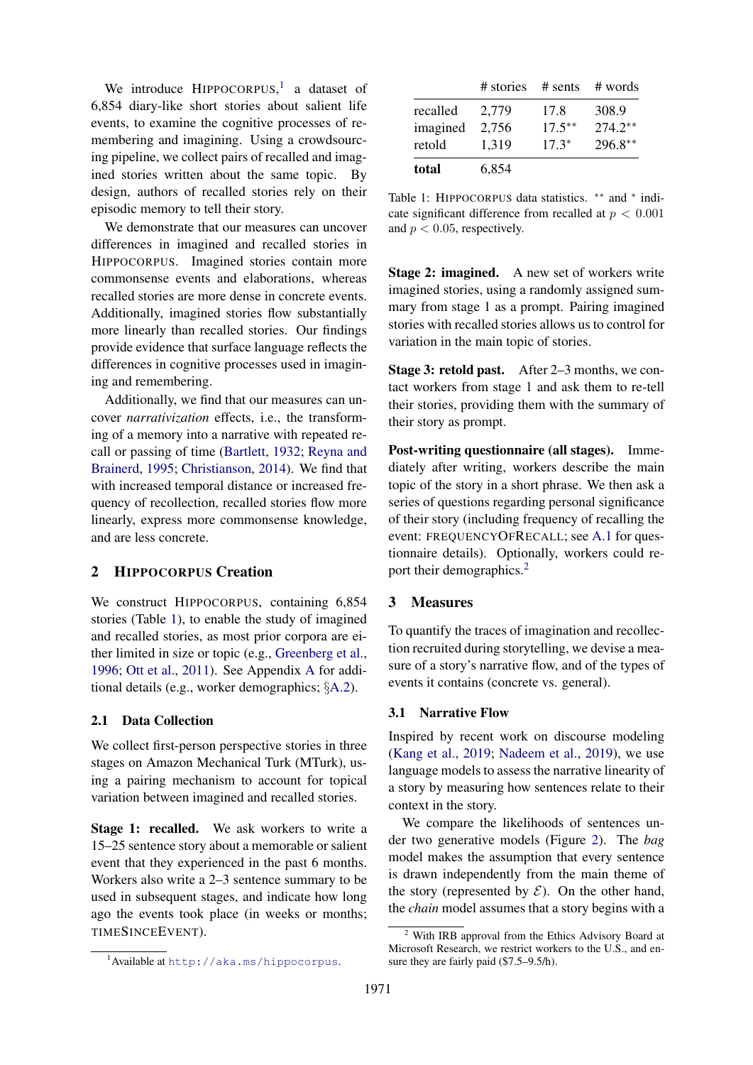We introduce HIPPOCORPUS,[1] a dataset of 6,854 diary-like short stories about salient life events, to examine the cognitive processes of remembering and imagining. Using a crowdsourcing pipeline, we collect pairs of recalled and imagined stories written about the same topic. By design, authors of recalled stories rely on their episodic memory to tell their story.

We demonstrate that our measures can uncover differences in imagined and recalled stories in HIPPOCORPUS. Imagined stories contain more commonsense events and elaborations, whereas recalled stories are more dense in concrete events. Additionally, imagined stories flow substantially more linearly than recalled stories. Our findings provide evidence that surface language reflects the differences in cognitive processes used in imagining and remembering.

Additionally, we find that our measures can uncover *narrativization* effects, i.e., the transforming of a memory into a narrative with repeated recall or passing of time (Bartlett, 1932; Reyna and Brainerd, 1995; Christianson, 2014). We find that with increased temporal distance or increased frequency of recollection, recalled stories flow more linearly, express more commonsense knowledge, and are less concrete.

## 2 HIPPOCORPUS Creation

We construct HIPPOCORPUS, containing 6,854 stories (Table 1), to enable the study of imagined and recalled stories, as most prior corpora are either limited in size or topic (e.g., Greenberg et al., 1996; Ott et al., 2011). See Appendix A for additional details (e.g., worker demographics; §A.2).

### 2.1 Data Collection

We collect first-person perspective stories in three stages on Amazon Mechanical Turk (MTurk), using a pairing mechanism to account for topical variation between imagined and recalled stories.

**Stage 1: recalled.** We ask workers to write a 15–25 sentence story about a memorable or salient event that they experienced in the past 6 months. Workers also write a 2–3 sentence summary to be used in subsequent stages, and indicate how long ago the events took place (in weeks or months; TIMESINCEEVENT).

| | # stories | # sents | # words |
|---|---|---|---|
| recalled | 2,779 | 17.8 | 308.9 |
| imagined | 2,756 | $17.5^{**}$ | $274.2^{**}$ |
| retold | 1,319 | $17.3^{*}$ | $296.8^{**}$ |
| **total** | 6,854 | | |

Table 1: HIPPOCORPUS data statistics. $^{**}$ and $^{*}$ indicate significant difference from recalled at $p < 0.001$ and $p < 0.05$, respectively.

**Stage 2: imagined.** A new set of workers write imagined stories, using a randomly assigned summary from stage 1 as a prompt. Pairing imagined stories with recalled stories allows us to control for variation in the main topic of stories.

**Stage 3: retold past.** After 2–3 months, we contact workers from stage 1 and ask them to re-tell their stories, providing them with the summary of their story as prompt.

**Post-writing questionnaire (all stages).** Immediately after writing, workers describe the main topic of the story in a short phrase. We then ask a series of questions regarding personal significance of their story (including frequency of recalling the event: FREQUENCYOFRECALL; see A.1 for questionnaire details). Optionally, workers could report their demographics.[2]

## 3 Measures

To quantify the traces of imagination and recollection recruited during storytelling, we devise a measure of a story's narrative flow, and of the types of events it contains (concrete vs. general).

### 3.1 Narrative Flow

Inspired by recent work on discourse modeling (Kang et al., 2019; Nadeem et al., 2019), we use language models to assess the narrative linearity of a story by measuring how sentences relate to their context in the story.

We compare the likelihoods of sentences under two generative models (Figure 2). The *bag* model makes the assumption that every sentence is drawn independently from the main theme of the story (represented by $\mathcal{E}$). On the other hand, the *chain* model assumes that a story begins with a

[1] Available at http://aka.ms/hippocorpus.

[2] With IRB approval from the Ethics Advisory Board at Microsoft Research, we restrict workers to the U.S., and ensure they are fairly paid ($7.5–9.5/h).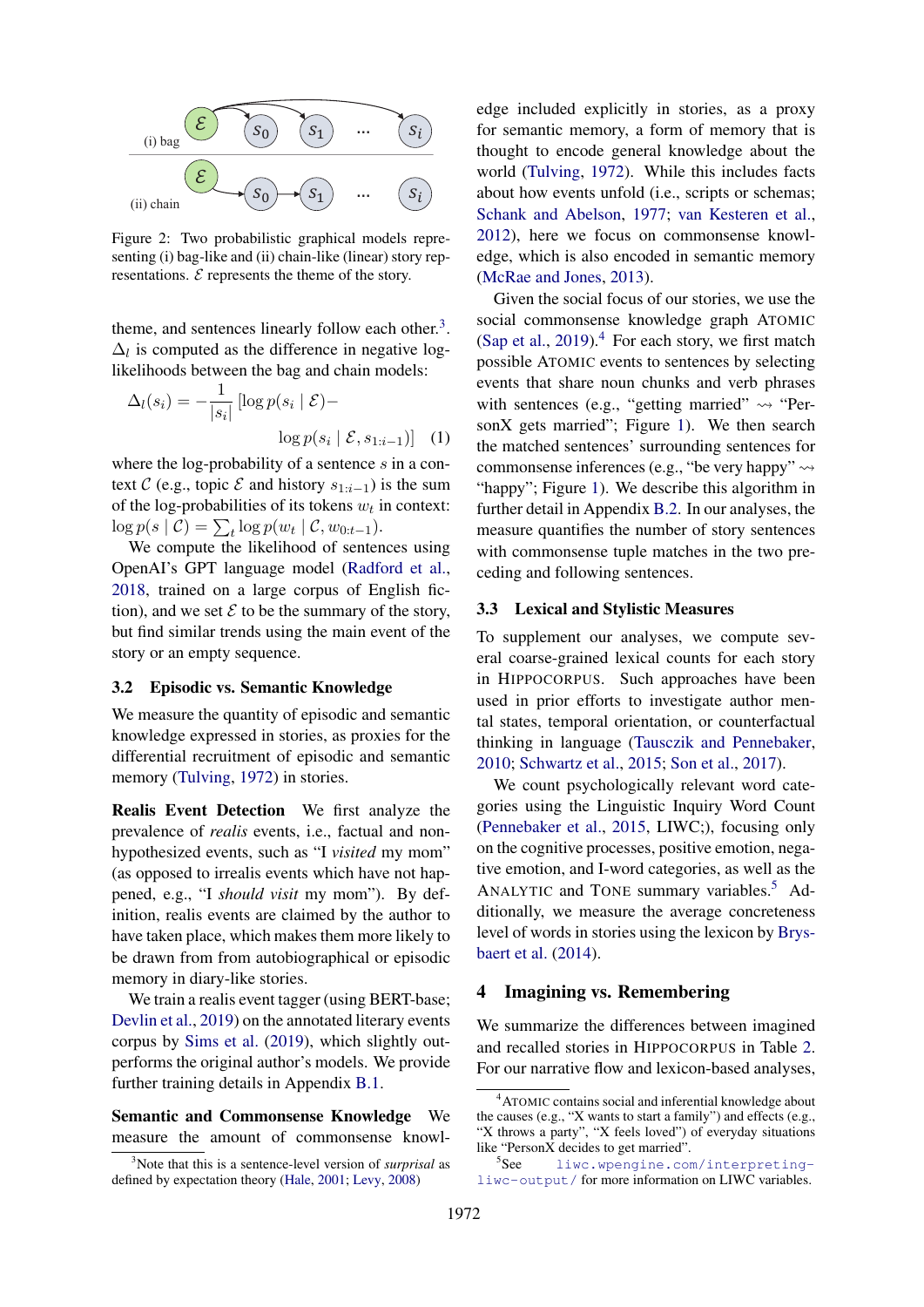Figure 2: Two probabilistic graphical models representing (i) bag-like and (ii) chain-like (linear) story representations. $\mathcal{E}$ represents the theme of the story.

theme, and sentences linearly follow each other.[3] $\Delta_l$ is computed as the difference in negative log-likelihoods between the bag and chain models:

$$\Delta_l(s_i) = -\frac{1}{|s_i|}\left[\log p(s_i \mid \mathcal{E}) - \log p(s_i \mid \mathcal{E}, s_{1:i-1})\right] \quad (1)$$

where the log-probability of a sentence $s$ in a context $\mathcal{C}$ (e.g., topic $\mathcal{E}$ and history $s_{1:i-1}$) is the sum of the log-probabilities of its tokens $w_t$ in context: $\log p(s \mid \mathcal{C}) = \sum_t \log p(w_t \mid \mathcal{C}, w_{0:t-1})$.

We compute the likelihood of sentences using OpenAI's GPT language model (Radford et al., 2018, trained on a large corpus of English fiction), and we set $\mathcal{E}$ to be the summary of the story, but find similar trends using the main event of the story or an empty sequence.

### 3.2 Episodic vs. Semantic Knowledge

We measure the quantity of episodic and semantic knowledge expressed in stories, as proxies for the differential recruitment of episodic and semantic memory (Tulving, 1972) in stories.

**Realis Event Detection** We first analyze the prevalence of *realis* events, i.e., factual and non-hypothesized events, such as "I *visited* my mom" (as opposed to irrealis events which have not happened, e.g., "I *should visit* my mom"). By definition, realis events are claimed by the author to have taken place, which makes them more likely to be drawn from from autobiographical or episodic memory in diary-like stories.

We train a realis event tagger (using BERT-base; Devlin et al., 2019) on the annotated literary events corpus by Sims et al. (2019), which slightly outperforms the original author's models. We provide further training details in Appendix B.1.

**Semantic and Commonsense Knowledge** We measure the amount of commonsense knowledge included explicitly in stories, as a proxy for semantic memory, a form of memory that is thought to encode general knowledge about the world (Tulving, 1972). While this includes facts about how events unfold (i.e., scripts or schemas; Schank and Abelson, 1977; van Kesteren et al., 2012), here we focus on commonsense knowledge, which is also encoded in semantic memory (McRae and Jones, 2013).

Given the social focus of our stories, we use the social commonsense knowledge graph ATOMIC (Sap et al., 2019).[4] For each story, we first match possible ATOMIC events to sentences by selecting events that share noun chunks and verb phrases with sentences (e.g., "getting married" ⇝ "PersonX gets married"; Figure 1). We then search the matched sentences' surrounding sentences for commonsense inferences (e.g., "be very happy" ⇝ "happy"; Figure 1). We describe this algorithm in further detail in Appendix B.2. In our analyses, the measure quantifies the number of story sentences with commonsense tuple matches in the two preceding and following sentences.

### 3.3 Lexical and Stylistic Measures

To supplement our analyses, we compute several coarse-grained lexical counts for each story in HIPPOCORPUS. Such approaches have been used in prior efforts to investigate author mental states, temporal orientation, or counterfactual thinking in language (Tausczik and Pennebaker, 2010; Schwartz et al., 2015; Son et al., 2017).

We count psychologically relevant word categories using the Linguistic Inquiry Word Count (Pennebaker et al., 2015, LIWC;), focusing only on the cognitive processes, positive emotion, negative emotion, and I-word categories, as well as the ANALYTIC and TONE summary variables.[5] Additionally, we measure the average concreteness level of words in stories using the lexicon by Brysbaert et al. (2014).

## 4 Imagining vs. Remembering

We summarize the differences between imagined and recalled stories in HIPPOCORPUS in Table 2. For our narrative flow and lexicon-based analyses,

[3] Note that this is a sentence-level version of *surprisal* as defined by expectation theory (Hale, 2001; Levy, 2008)

[4] ATOMIC contains social and inferential knowledge about the causes (e.g., "X wants to start a family") and effects (e.g., "X throws a party", "X feels loved") of everyday situations like "PersonX decides to get married".

[5] See liwc.wpengine.com/interpreting-liwc-output/ for more information on LIWC variables.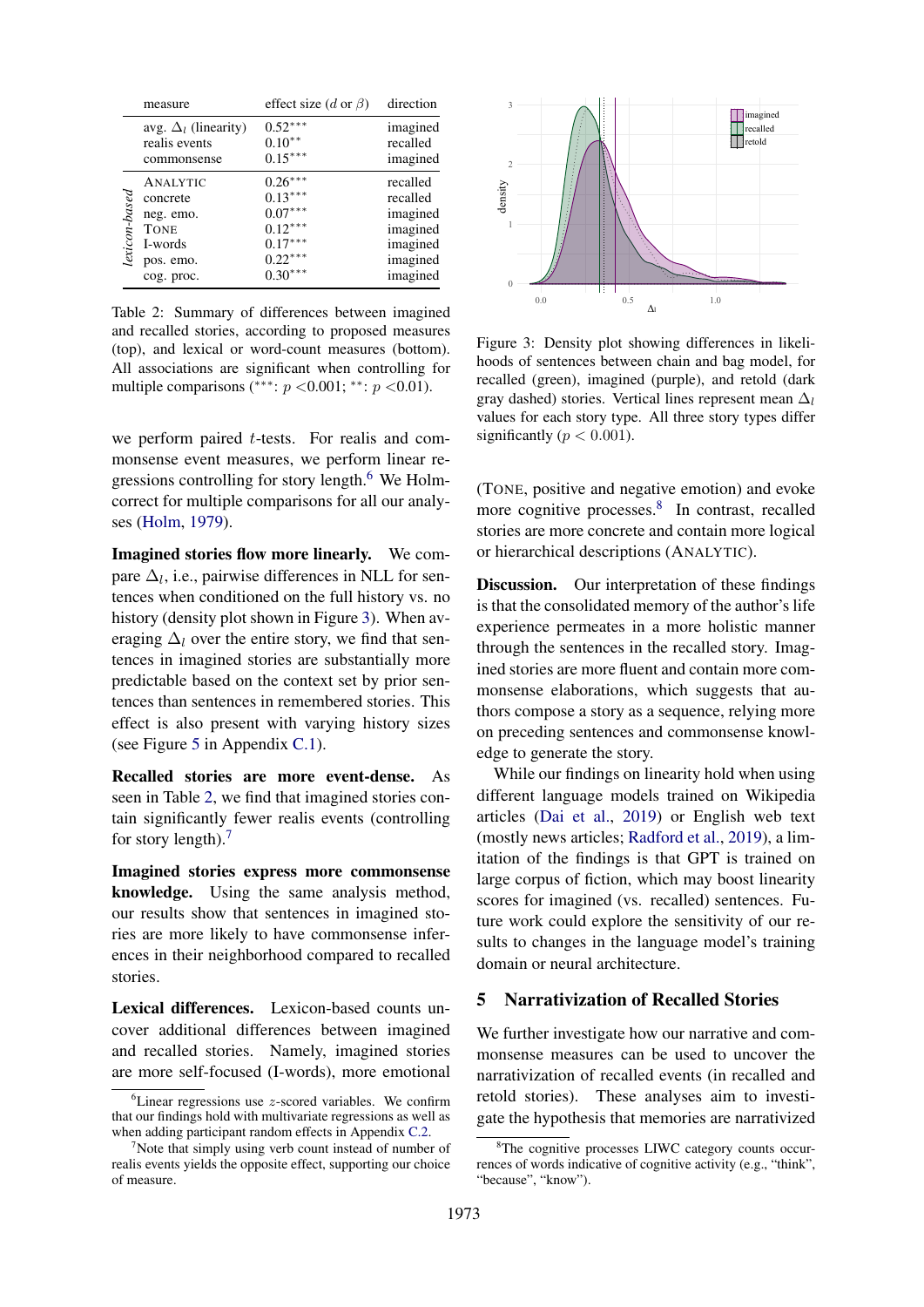| | measure | effect size ($d$ or $\beta$) | direction |
|---|---|---|---|
| | avg. $\Delta_l$ (linearity) | $0.52^{***}$ | imagined |
| | realis events | $0.10^{**}$ | recalled |
| | commonsense | $0.15^{***}$ | imagined |
| *lexicon-based* | ANALYTIC | $0.26^{***}$ | recalled |
| | concrete | $0.13^{***}$ | recalled |
| | neg. emo. | $0.07^{***}$ | imagined |
| | TONE | $0.12^{***}$ | imagined |
| | I-words | $0.17^{***}$ | imagined |
| | pos. emo. | $0.22^{***}$ | imagined |
| | cog. proc. | $0.30^{***}$ | imagined |

Table 2: Summary of differences between imagined and recalled stories, according to proposed measures (top), and lexical or word-count measures (bottom). All associations are significant when controlling for multiple comparisons ($^{***}$: $p$ <0.001; $^{**}$: $p$ <0.01).

we perform paired $t$-tests. For realis and commonsense event measures, we perform linear regressions controlling for story length.[6] We Holm-correct for multiple comparisons for all our analyses (Holm, 1979).

**Imagined stories flow more linearly.** We compare $\Delta_l$, i.e., pairwise differences in NLL for sentences when conditioned on the full history vs. no history (density plot shown in Figure 3). When averaging $\Delta_l$ over the entire story, we find that sentences in imagined stories are substantially more predictable based on the context set by prior sentences than sentences in remembered stories. This effect is also present with varying history sizes (see Figure 5 in Appendix C.1).

**Recalled stories are more event-dense.** As seen in Table 2, we find that imagined stories contain significantly fewer realis events (controlling for story length).[7]

**Imagined stories express more commonsense knowledge.** Using the same analysis method, our results show that sentences in imagined stories are more likely to have commonsense inferences in their neighborhood compared to recalled stories.

**Lexical differences.** Lexicon-based counts uncover additional differences between imagined and recalled stories. Namely, imagined stories are more self-focused (I-words), more emotional (TONE, positive and negative emotion) and evoke more cognitive processes.[8] In contrast, recalled stories are more concrete and contain more logical or hierarchical descriptions (ANALYTIC).

Figure 3: Density plot showing differences in likelihoods of sentences between chain and bag model, for recalled (green), imagined (purple), and retold (dark gray dashed) stories. Vertical lines represent mean $\Delta_l$ values for each story type. All three story types differ significantly ($p < 0.001$).

**Discussion.** Our interpretation of these findings is that the consolidated memory of the author's life experience permeates in a more holistic manner through the sentences in the recalled story. Imagined stories are more fluent and contain more commonsense elaborations, which suggests that authors compose a story as a sequence, relying more on preceding sentences and commonsense knowledge to generate the story.

While our findings on linearity hold when using different language models trained on Wikipedia articles (Dai et al., 2019) or English web text (mostly news articles; Radford et al., 2019), a limitation of the findings is that GPT is trained on large corpus of fiction, which may boost linearity scores for imagined (vs. recalled) sentences. Future work could explore the sensitivity of our results to changes in the language model's training domain or neural architecture.

## 5 Narrativization of Recalled Stories

We further investigate how our narrative and commonsense measures can be used to uncover the narrativization of recalled events (in recalled and retold stories). These analyses aim to investigate the hypothesis that memories are narrativized

[6] Linear regressions use $z$-scored variables. We confirm that our findings hold with multivariate regressions as well as when adding participant random effects in Appendix C.2.

[7] Note that simply using verb count instead of number of realis events yields the opposite effect, supporting our choice of measure.

[8] The cognitive processes LIWC category counts occurrences of words indicative of cognitive activity (e.g., "think", "because", "know").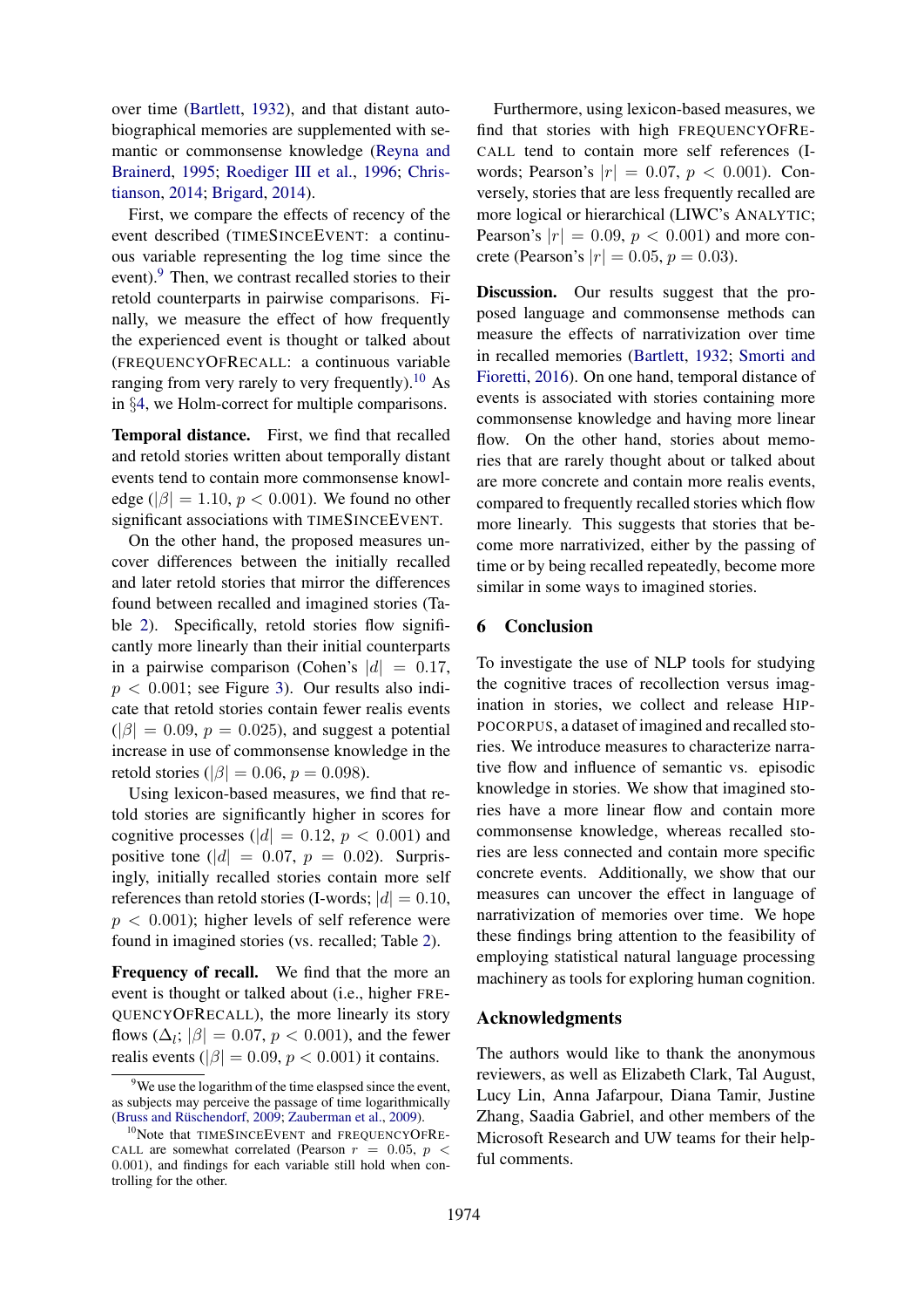over time (Bartlett, 1932), and that distant autobiographical memories are supplemented with semantic or commonsense knowledge (Reyna and Brainerd, 1995; Roediger III et al., 1996; Christianson, 2014; Brigard, 2014).

First, we compare the effects of recency of the event described (TIMESINCEEVENT: a continuous variable representing the log time since the event).[9] Then, we contrast recalled stories to their retold counterparts in pairwise comparisons. Finally, we measure the effect of how frequently the experienced event is thought or talked about (FREQUENCYOFRECALL: a continuous variable ranging from very rarely to very frequently).[10] As in §4, we Holm-correct for multiple comparisons.

**Temporal distance.** First, we find that recalled and retold stories written about temporally distant events tend to contain more commonsense knowledge ($|\beta| = 1.10$, $p < 0.001$). We found no other significant associations with TIMESINCEEVENT.

On the other hand, the proposed measures uncover differences between the initially recalled and later retold stories that mirror the differences found between recalled and imagined stories (Table 2). Specifically, retold stories flow significantly more linearly than their initial counterparts in a pairwise comparison (Cohen's $|d| = 0.17$, $p < 0.001$; see Figure 3). Our results also indicate that retold stories contain fewer realis events ($|\beta| = 0.09$, $p = 0.025$), and suggest a potential increase in use of commonsense knowledge in the retold stories ($|\beta| = 0.06$, $p = 0.098$).

Using lexicon-based measures, we find that retold stories are significantly higher in scores for cognitive processes ($|d| = 0.12$, $p < 0.001$) and positive tone ($|d| = 0.07$, $p = 0.02$). Surprisingly, initially recalled stories contain more self references than retold stories (I-words; $|d| = 0.10$, $p < 0.001$); higher levels of self reference were found in imagined stories (vs. recalled; Table 2).

**Frequency of recall.** We find that the more an event is thought or talked about (i.e., higher FREQUENCYOFRECALL), the more linearly its story flows ($\Delta_l$; $|\beta| = 0.07$, $p < 0.001$), and the fewer realis events ($|\beta| = 0.09$, $p < 0.001$) it contains.

Furthermore, using lexicon-based measures, we find that stories with high FREQUENCYOFRECALL tend to contain more self references (I-words; Pearson's $|r| = 0.07$, $p < 0.001$). Conversely, stories that are less frequently recalled are more logical or hierarchical (LIWC's ANALYTIC; Pearson's $|r| = 0.09$, $p < 0.001$) and more concrete (Pearson's $|r| = 0.05$, $p = 0.03$).

**Discussion.** Our results suggest that the proposed language and commonsense methods can measure the effects of narrativization over time in recalled memories (Bartlett, 1932; Smorti and Fioretti, 2016). On one hand, temporal distance of events is associated with stories containing more commonsense knowledge and having more linear flow. On the other hand, stories about memories that are rarely thought about or talked about are more concrete and contain more realis events, compared to frequently recalled stories which flow more linearly. This suggests that stories that become more narrativized, either by the passing of time or by being recalled repeatedly, become more similar in some ways to imagined stories.

## 6 Conclusion

To investigate the use of NLP tools for studying the cognitive traces of recollection versus imagination in stories, we collect and release HIPPOCORPUS, a dataset of imagined and recalled stories. We introduce measures to characterize narrative flow and influence of semantic vs. episodic knowledge in stories. We show that imagined stories have a more linear flow and contain more commonsense knowledge, whereas recalled stories are less connected and contain more specific concrete events. Additionally, we show that our measures can uncover the effect in language of narrativization of memories over time. We hope these findings bring attention to the feasibility of employing statistical natural language processing machinery as tools for exploring human cognition.

## Acknowledgments

The authors would like to thank the anonymous reviewers, as well as Elizabeth Clark, Tal August, Lucy Lin, Anna Jafarpour, Diana Tamir, Justine Zhang, Saadia Gabriel, and other members of the Microsoft Research and UW teams for their helpful comments.

[9] We use the logarithm of the time elaspsed since the event, as subjects may perceive the passage of time logarithmically (Bruss and Rüschendorf, 2009; Zauberman et al., 2009).

[10] Note that TIMESINCEEVENT and FREQUENCYOFRECALL are somewhat correlated (Pearson $r = 0.05$, $p < 0.001$), and findings for each variable still hold when controlling for the other.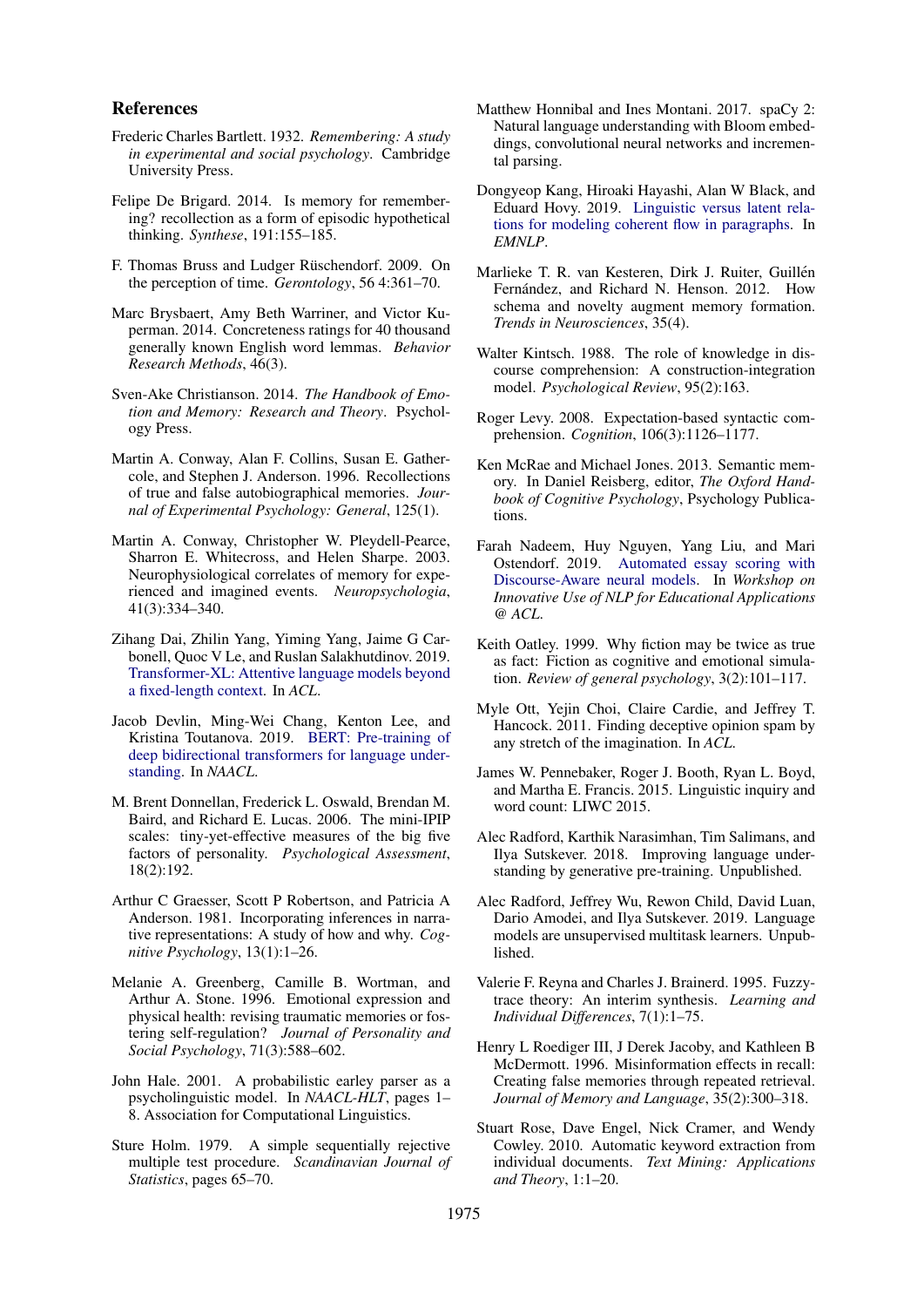## References

Frederic Charles Bartlett. 1932. *Remembering: A study in experimental and social psychology*. Cambridge University Press.

Felipe De Brigard. 2014. Is memory for remembering? recollection as a form of episodic hypothetical thinking. *Synthese*, 191:155–185.

F. Thomas Bruss and Ludger Rüschendorf. 2009. On the perception of time. *Gerontology*, 56 4:361–70.

Marc Brysbaert, Amy Beth Warriner, and Victor Kuperman. 2014. Concreteness ratings for 40 thousand generally known English word lemmas. *Behavior Research Methods*, 46(3).

Sven-Ake Christianson. 2014. *The Handbook of Emotion and Memory: Research and Theory*. Psychology Press.

Martin A. Conway, Alan F. Collins, Susan E. Gathercole, and Stephen J. Anderson. 1996. Recollections of true and false autobiographical memories. *Journal of Experimental Psychology: General*, 125(1).

Martin A. Conway, Christopher W. Pleydell-Pearce, Sharron E. Whitecross, and Helen Sharpe. 2003. Neurophysiological correlates of memory for experienced and imagined events. *Neuropsychologia*, 41(3):334–340.

Zihang Dai, Zhilin Yang, Yiming Yang, Jaime G Carbonell, Quoc V Le, and Ruslan Salakhutdinov. 2019. Transformer-XL: Attentive language models beyond a fixed-length context. In *ACL*.

Jacob Devlin, Ming-Wei Chang, Kenton Lee, and Kristina Toutanova. 2019. BERT: Pre-training of deep bidirectional transformers for language understanding. In *NAACL*.

M. Brent Donnellan, Frederick L. Oswald, Brendan M. Baird, and Richard E. Lucas. 2006. The mini-IPIP scales: tiny-yet-effective measures of the big five factors of personality. *Psychological Assessment*, 18(2):192.

Arthur C Graesser, Scott P Robertson, and Patricia A Anderson. 1981. Incorporating inferences in narrative representations: A study of how and why. *Cognitive Psychology*, 13(1):1–26.

Melanie A. Greenberg, Camille B. Wortman, and Arthur A. Stone. 1996. Emotional expression and physical health: revising traumatic memories or fostering self-regulation? *Journal of Personality and Social Psychology*, 71(3):588–602.

John Hale. 2001. A probabilistic earley parser as a psycholinguistic model. In *NAACL-HLT*, pages 1–8. Association for Computational Linguistics.

Sture Holm. 1979. A simple sequentially rejective multiple test procedure. *Scandinavian Journal of Statistics*, pages 65–70.

Matthew Honnibal and Ines Montani. 2017. spaCy 2: Natural language understanding with Bloom embeddings, convolutional neural networks and incremental parsing.

Dongyeop Kang, Hiroaki Hayashi, Alan W Black, and Eduard Hovy. 2019. Linguistic versus latent relations for modeling coherent flow in paragraphs. In *EMNLP*.

Marlieke T. R. van Kesteren, Dirk J. Ruiter, Guillén Fernández, and Richard N. Henson. 2012. How schema and novelty augment memory formation. *Trends in Neurosciences*, 35(4).

Walter Kintsch. 1988. The role of knowledge in discourse comprehension: A construction-integration model. *Psychological Review*, 95(2):163.

Roger Levy. 2008. Expectation-based syntactic comprehension. *Cognition*, 106(3):1126–1177.

Ken McRae and Michael Jones. 2013. Semantic memory. In Daniel Reisberg, editor, *The Oxford Handbook of Cognitive Psychology*, Psychology Publications.

Farah Nadeem, Huy Nguyen, Yang Liu, and Mari Ostendorf. 2019. Automated essay scoring with Discourse-Aware neural models. In *Workshop on Innovative Use of NLP for Educational Applications @ ACL*.

Keith Oatley. 1999. Why fiction may be twice as true as fact: Fiction as cognitive and emotional simulation. *Review of general psychology*, 3(2):101–117.

Myle Ott, Yejin Choi, Claire Cardie, and Jeffrey T. Hancock. 2011. Finding deceptive opinion spam by any stretch of the imagination. In *ACL*.

James W. Pennebaker, Roger J. Booth, Ryan L. Boyd, and Martha E. Francis. 2015. Linguistic inquiry and word count: LIWC 2015.

Alec Radford, Karthik Narasimhan, Tim Salimans, and Ilya Sutskever. 2018. Improving language understanding by generative pre-training. Unpublished.

Alec Radford, Jeffrey Wu, Rewon Child, David Luan, Dario Amodei, and Ilya Sutskever. 2019. Language models are unsupervised multitask learners. Unpublished.

Valerie F. Reyna and Charles J. Brainerd. 1995. Fuzzy-trace theory: An interim synthesis. *Learning and Individual Differences*, 7(1):1–75.

Henry L Roediger III, J Derek Jacoby, and Kathleen B McDermott. 1996. Misinformation effects in recall: Creating false memories through repeated retrieval. *Journal of Memory and Language*, 35(2):300–318.

Stuart Rose, Dave Engel, Nick Cramer, and Wendy Cowley. 2010. Automatic keyword extraction from individual documents. *Text Mining: Applications and Theory*, 1:1–20.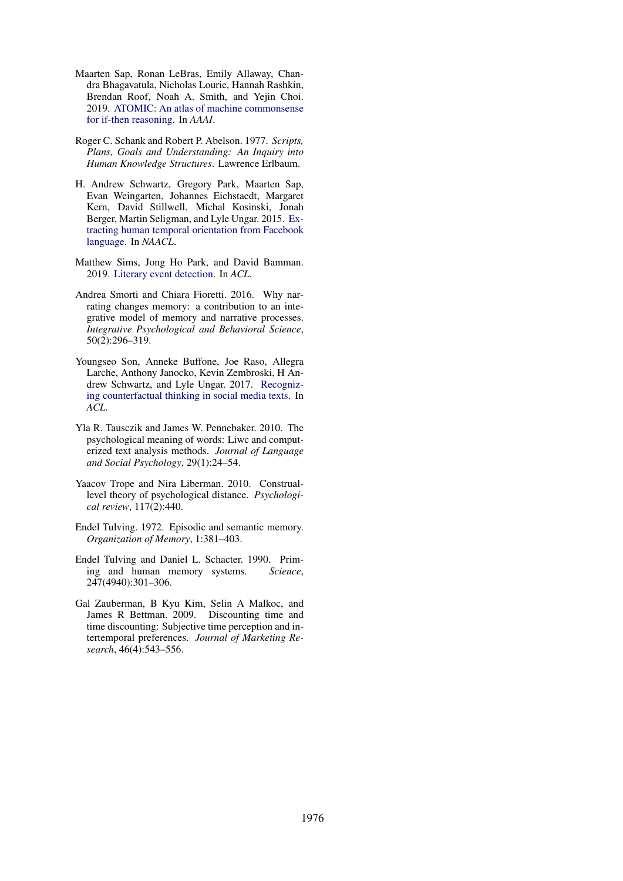Maarten Sap, Ronan LeBras, Emily Allaway, Chandra Bhagavatula, Nicholas Lourie, Hannah Rashkin, Brendan Roof, Noah A. Smith, and Yejin Choi. 2019. ATOMIC: An atlas of machine commonsense for if-then reasoning. In *AAAI*.

Roger C. Schank and Robert P. Abelson. 1977. *Scripts, Plans, Goals and Understanding: An Inquiry into Human Knowledge Structures*. Lawrence Erlbaum.

H. Andrew Schwartz, Gregory Park, Maarten Sap, Evan Weingarten, Johannes Eichstaedt, Margaret Kern, David Stillwell, Michal Kosinski, Jonah Berger, Martin Seligman, and Lyle Ungar. 2015. Extracting human temporal orientation from Facebook language. In *NAACL*.

Matthew Sims, Jong Ho Park, and David Bamman. 2019. Literary event detection. In *ACL*.

Andrea Smorti and Chiara Fioretti. 2016. Why narrating changes memory: a contribution to an integrative model of memory and narrative processes. *Integrative Psychological and Behavioral Science*, 50(2):296–319.

Youngseo Son, Anneke Buffone, Joe Raso, Allegra Larche, Anthony Janocko, Kevin Zembroski, H Andrew Schwartz, and Lyle Ungar. 2017. Recognizing counterfactual thinking in social media texts. In *ACL*.

Yla R. Tausczik and James W. Pennebaker. 2010. The psychological meaning of words: Liwc and computerized text analysis methods. *Journal of Language and Social Psychology*, 29(1):24–54.

Yaacov Trope and Nira Liberman. 2010. Construal-level theory of psychological distance. *Psychological review*, 117(2):440.

Endel Tulving. 1972. Episodic and semantic memory. *Organization of Memory*, 1:381–403.

Endel Tulving and Daniel L. Schacter. 1990. Priming and human memory systems. *Science*, 247(4940):301–306.

Gal Zauberman, B Kyu Kim, Selin A Malkoc, and James R Bettman. 2009. Discounting time and time discounting: Subjective time perception and intertemporal preferences. *Journal of Marketing Research*, 46(4):543–556.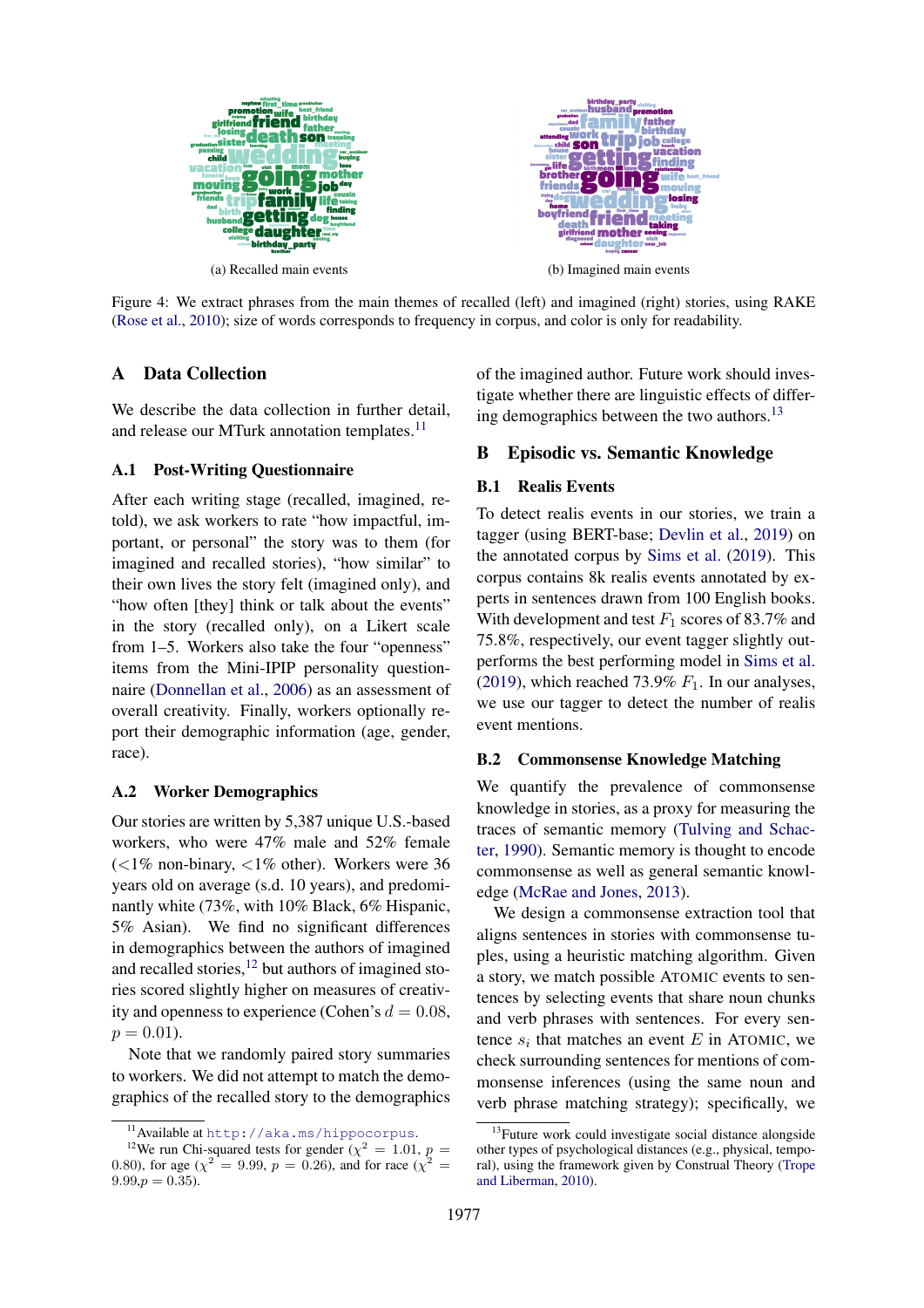(a) Recalled main events

(b) Imagined main events

Figure 4: We extract phrases from the main themes of recalled (left) and imagined (right) stories, using RAKE (Rose et al., 2010); size of words corresponds to frequency in corpus, and color is only for readability.

# A Data Collection

We describe the data collection in further detail, and release our MTurk annotation templates.[11]

## A.1 Post-Writing Questionnaire

After each writing stage (recalled, imagined, retold), we ask workers to rate "how impactful, important, or personal" the story was to them (for imagined and recalled stories), "how similar" to their own lives the story felt (imagined only), and "how often [they] think or talk about the events" in the story (recalled only), on a Likert scale from 1–5. Workers also take the four "openness" items from the Mini-IPIP personality questionnaire (Donnellan et al., 2006) as an assessment of overall creativity. Finally, workers optionally report their demographic information (age, gender, race).

## A.2 Worker Demographics

Our stories are written by 5,387 unique U.S.-based workers, who were 47% male and 52% female (<1% non-binary, <1% other). Workers were 36 years old on average (s.d. 10 years), and predominantly white (73%, with 10% Black, 6% Hispanic, 5% Asian). We find no significant differences in demographics between the authors of imagined and recalled stories,[12] but authors of imagined stories scored slightly higher on measures of creativity and openness to experience (Cohen's $d = 0.08$, $p = 0.01$).

Note that we randomly paired story summaries to workers. We did not attempt to match the demographics of the recalled story to the demographics of the imagined author. Future work should investigate whether there are linguistic effects of differing demographics between the two authors.[13]

# B Episodic vs. Semantic Knowledge

## B.1 Realis Events

To detect realis events in our stories, we train a tagger (using BERT-base; Devlin et al., 2019) on the annotated corpus by Sims et al. (2019). This corpus contains 8k realis events annotated by experts in sentences drawn from 100 English books. With development and test $F_1$ scores of 83.7% and 75.8%, respectively, our event tagger slightly outperforms the best performing model in Sims et al. (2019), which reached 73.9% $F_1$. In our analyses, we use our tagger to detect the number of realis event mentions.

## B.2 Commonsense Knowledge Matching

We quantify the prevalence of commonsense knowledge in stories, as a proxy for measuring the traces of semantic memory (Tulving and Schacter, 1990). Semantic memory is thought to encode commonsense as well as general semantic knowledge (McRae and Jones, 2013).

We design a commonsense extraction tool that aligns sentences in stories with commonsense tuples, using a heuristic matching algorithm. Given a story, we match possible ATOMIC events to sentences by selecting events that share noun chunks and verb phrases with sentences. For every sentence $s_i$ that matches an event $E$ in ATOMIC, we check surrounding sentences for mentions of commonsense inferences (using the same noun and verb phrase matching strategy); specifically, we

[11] Available at http://aka.ms/hippocorpus.

[12] We run Chi-squared tests for gender ($\chi^2 = 1.01$, $p = 0.80$), for age ($\chi^2 = 9.99$, $p = 0.26$), and for race ($\chi^2 = 9.99, p = 0.35$).

[13] Future work could investigate social distance alongside other types of psychological distances (e.g., physical, temporal), using the framework given by Construal Theory (Trope and Liberman, 2010).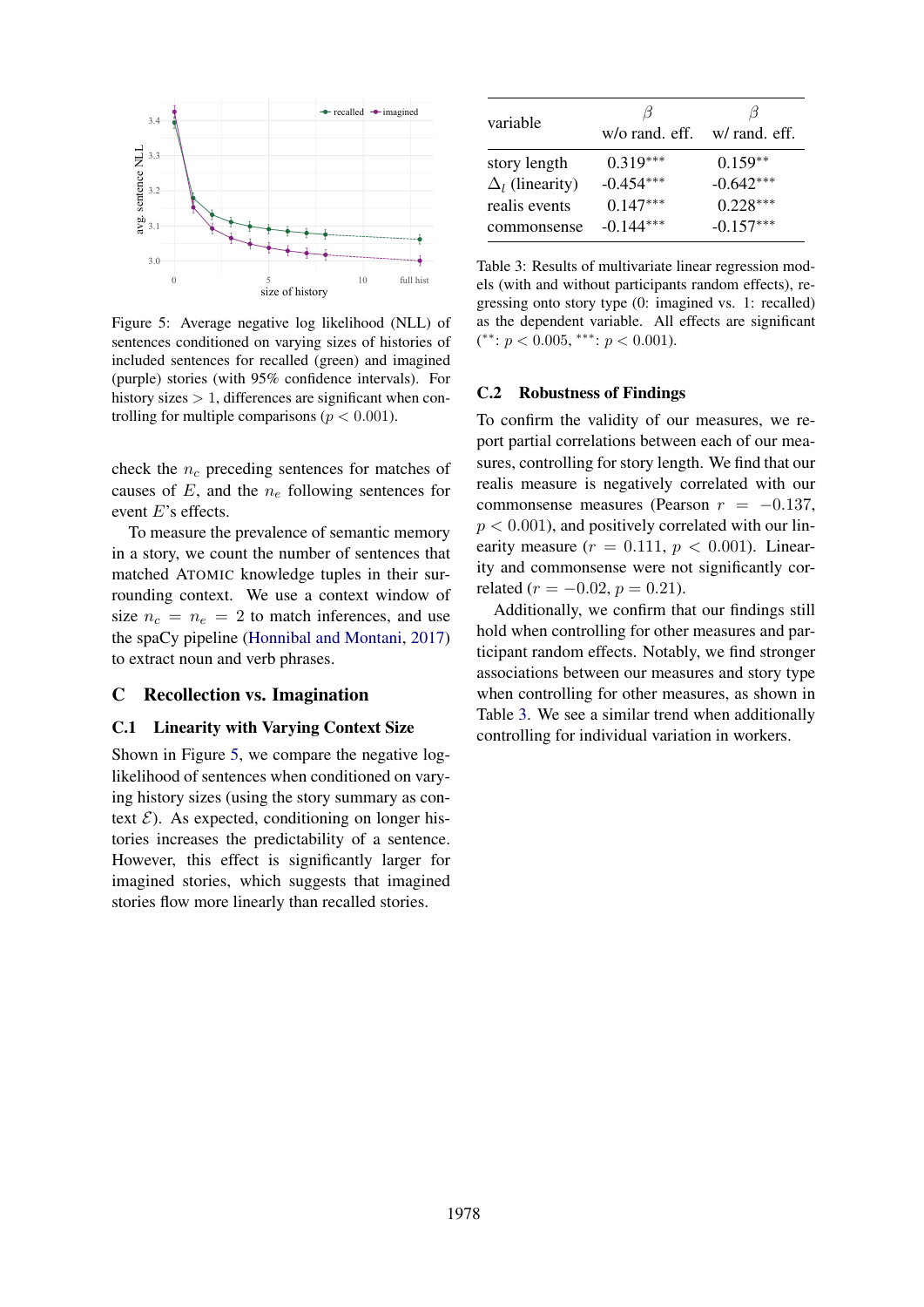recalled
imagined

3.4
3.3
3.2
3.1
3.0

avg. sentence NLL

0
5
10
full hist

size of history

Figure 5: Average negative log likelihood (NLL) of sentences conditioned on varying sizes of histories of included sentences for recalled (green) and imagined (purple) stories (with 95% confidence intervals). For history sizes $> 1$, differences are significant when controlling for multiple comparisons ($p < 0.001$).

check the $n_c$ preceding sentences for matches of causes of $E$, and the $n_e$ following sentences for event $E$'s effects.

To measure the prevalence of semantic memory in a story, we count the number of sentences that matched ATOMIC knowledge tuples in their surrounding context. We use a context window of size $n_c = n_e = 2$ to match inferences, and use the spaCy pipeline (Honnibal and Montani, 2017) to extract noun and verb phrases.

## C Recollection vs. Imagination

### C.1 Linearity with Varying Context Size

Shown in Figure 5, we compare the negative log-likelihood of sentences when conditioned on varying history sizes (using the story summary as context $\mathcal{E}$). As expected, conditioning on longer histories increases the predictability of a sentence. However, this effect is significantly larger for imagined stories, which suggests that imagined stories flow more linearly than recalled stories.

| variable | $\beta$ w/o rand. eff. | $\beta$ w/ rand. eff. |
|---|---|---|
| story length | $0.319^{***}$ | $0.159^{**}$ |
| $\Delta_l$ (linearity) | $-0.454^{***}$ | $-0.642^{***}$ |
| realis events | $0.147^{***}$ | $0.228^{***}$ |
| commonsense | $-0.144^{***}$ | $-0.157^{***}$ |

Table 3: Results of multivariate linear regression models (with and without participants random effects), regressing onto story type (0: imagined vs. 1: recalled) as the dependent variable. All effects are significant ($^{**}$: $p < 0.005$, $^{***}$: $p < 0.001$).

### C.2 Robustness of Findings

To confirm the validity of our measures, we report partial correlations between each of our measures, controlling for story length. We find that our realis measure is negatively correlated with our commonsense measures (Pearson $r = -0.137$, $p < 0.001$), and positively correlated with our linearity measure ($r = 0.111$, $p < 0.001$). Linearity and commonsense were not significantly correlated ($r = -0.02$, $p = 0.21$).

Additionally, we confirm that our findings still hold when controlling for other measures and participant random effects. Notably, we find stronger associations between our measures and story type when controlling for other measures, as shown in Table 3. We see a similar trend when additionally controlling for individual variation in workers.